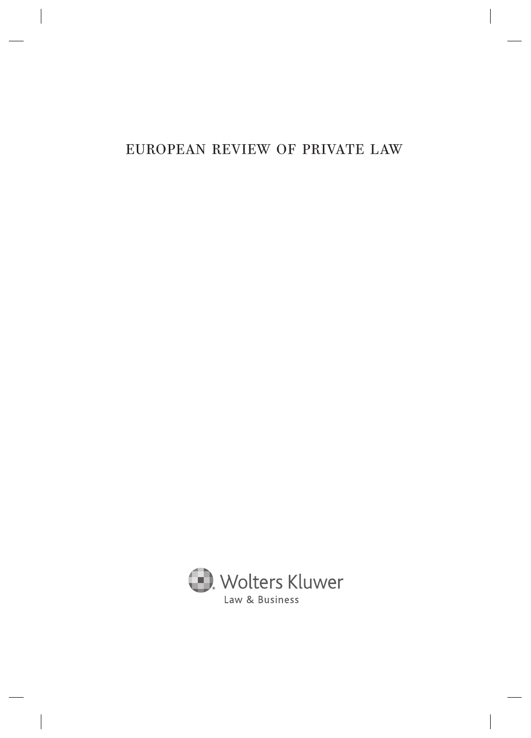# EUROPEAN REVIEW OF PRIVATE LAW

Wolters Kluwer

Law & Business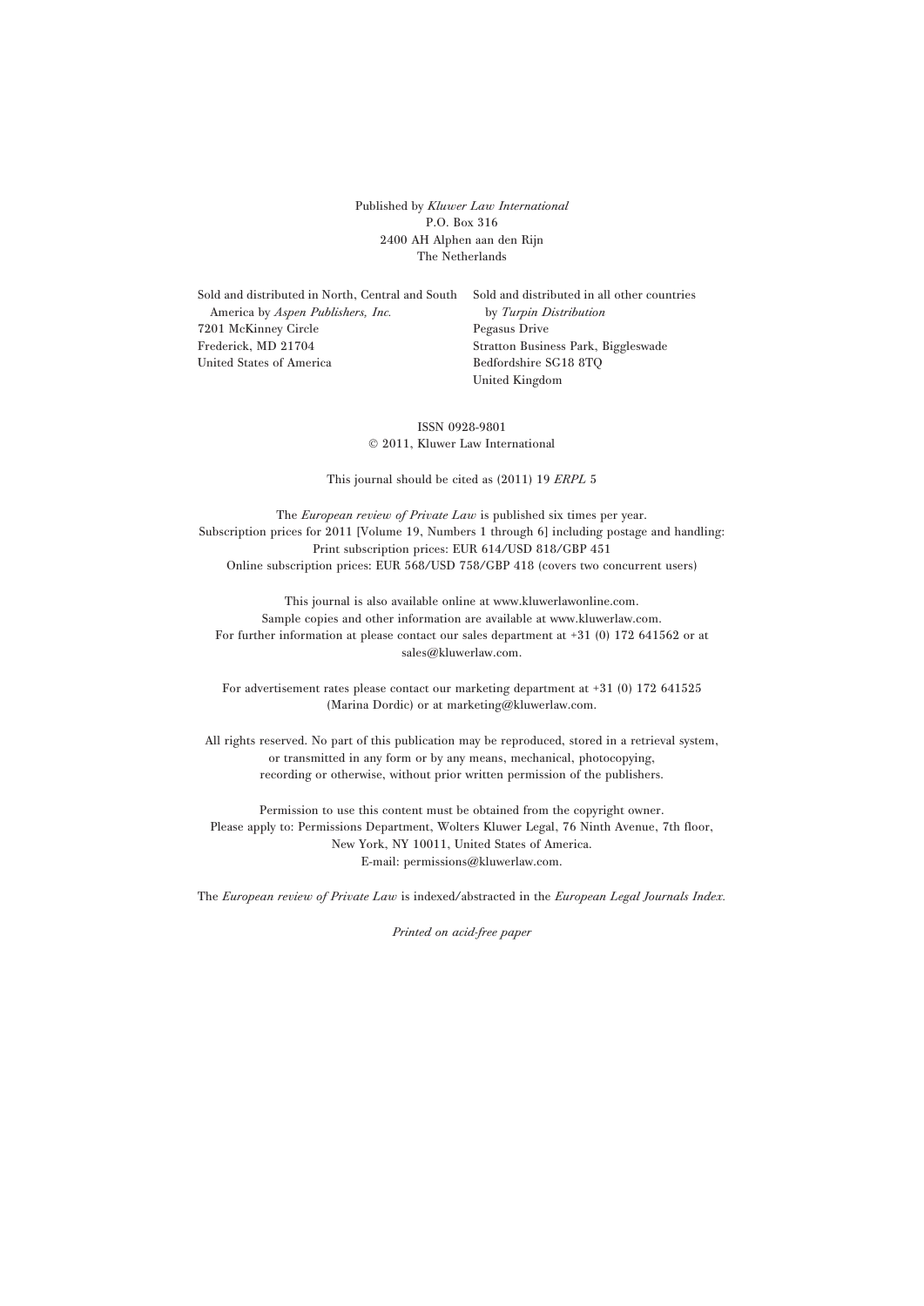Published by *Kluwer Law International*
P.O. Box 316
2400 AH Alphen aan den Rijn
The Netherlands

Sold and distributed in North, Central and South America by *Aspen Publishers, Inc.*
7201 McKinney Circle
Frederick, MD 21704
United States of America

Sold and distributed in all other countries by *Turpin Distribution*
Pegasus Drive
Stratton Business Park, Biggleswade
Bedfordshire SG18 8TQ
United Kingdom

ISSN 0928-9801
© 2011, Kluwer Law International

This journal should be cited as (2011) 19 *ERPL* 5

The *European review of Private Law* is published six times per year.
Subscription prices for 2011 [Volume 19, Numbers 1 through 6] including postage and handling:
Print subscription prices: EUR 614/USD 818/GBP 451
Online subscription prices: EUR 568/USD 758/GBP 418 (covers two concurrent users)

This journal is also available online at www.kluwerlawonline.com.
Sample copies and other information are available at www.kluwerlaw.com.
For further information at please contact our sales department at +31 (0) 172 641562 or at sales@kluwerlaw.com.

For advertisement rates please contact our marketing department at +31 (0) 172 641525 (Marina Dordic) or at marketing@kluwerlaw.com.

All rights reserved. No part of this publication may be reproduced, stored in a retrieval system, or transmitted in any form or by any means, mechanical, photocopying, recording or otherwise, without prior written permission of the publishers.

Permission to use this content must be obtained from the copyright owner.
Please apply to: Permissions Department, Wolters Kluwer Legal, 76 Ninth Avenue, 7th floor, New York, NY 10011, United States of America.
E-mail: permissions@kluwerlaw.com.

The *European review of Private Law* is indexed/abstracted in the *European Legal Journals Index.*

*Printed on acid-free paper*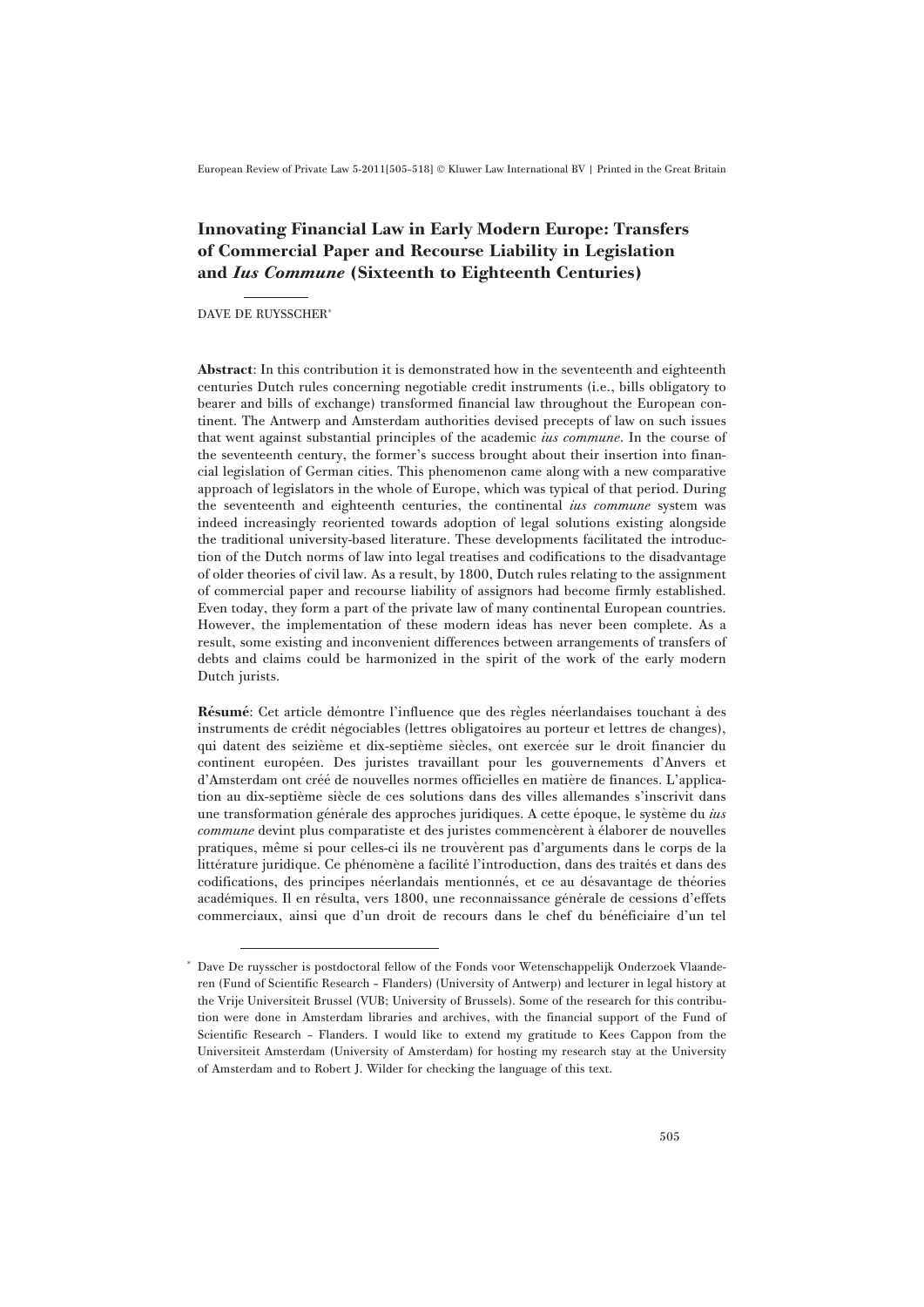# Innovating Financial Law in Early Modern Europe: Transfers of Commercial Paper and Recourse Liability in Legislation and *Ius Commune* (Sixteenth to Eighteenth Centuries)

DAVE DE RUYSSCHER*

**Abstract**: In this contribution it is demonstrated how in the seventeenth and eighteenth centuries Dutch rules concerning negotiable credit instruments (i.e., bills obligatory to bearer and bills of exchange) transformed financial law throughout the European continent. The Antwerp and Amsterdam authorities devised precepts of law on such issues that went against substantial principles of the academic *ius commune*. In the course of the seventeenth century, the former's success brought about their insertion into financial legislation of German cities. This phenomenon came along with a new comparative approach of legislators in the whole of Europe, which was typical of that period. During the seventeenth and eighteenth centuries, the continental *ius commune* system was indeed increasingly reoriented towards adoption of legal solutions existing alongside the traditional university-based literature. These developments facilitated the introduction of the Dutch norms of law into legal treatises and codifications to the disadvantage of older theories of civil law. As a result, by 1800, Dutch rules relating to the assignment of commercial paper and recourse liability of assignors had become firmly established. Even today, they form a part of the private law of many continental European countries. However, the implementation of these modern ideas has never been complete. As a result, some existing and inconvenient differences between arrangements of transfers of debts and claims could be harmonized in the spirit of the work of the early modern Dutch jurists.

**Résumé**: Cet article démontre l'influence que des règles néerlandaises touchant à des instruments de crédit négociables (lettres obligatoires au porteur et lettres de changes), qui datent des seizième et dix-septième siècles, ont exercée sur le droit financier du continent européen. Des juristes travaillant pour les gouvernements d'Anvers et d'Amsterdam ont créé de nouvelles normes officielles en matière de finances. L'application au dix-septième siècle de ces solutions dans des villes allemandes s'inscrivit dans une transformation générale des approches juridiques. A cette époque, le système du *ius commune* devint plus comparatiste et des juristes commencèrent à élaborer de nouvelles pratiques, même si pour celles-ci ils ne trouvèrent pas d'arguments dans le corps de la littérature juridique. Ce phénomène a facilité l'introduction, dans des traités et dans des codifications, des principes néerlandais mentionnés, et ce au désavantage de théories académiques. Il en résulta, vers 1800, une reconnaissance générale de cessions d'effets commerciaux, ainsi que d'un droit de recours dans le chef du bénéficiaire d'un tel

---

\* Dave De ruysscher is postdoctoral fellow of the Fonds voor Wetenschappelijk Onderzoek Vlaanderen (Fund of Scientific Research – Flanders) (University of Antwerp) and lecturer in legal history at the Vrije Universiteit Brussel (VUB; University of Brussels). Some of the research for this contribution were done in Amsterdam libraries and archives, with the financial support of the Fund of Scientific Research – Flanders. I would like to extend my gratitude to Kees Cappon from the Universiteit Amsterdam (University of Amsterdam) for hosting my research stay at the University of Amsterdam and to Robert J. Wilder for checking the language of this text.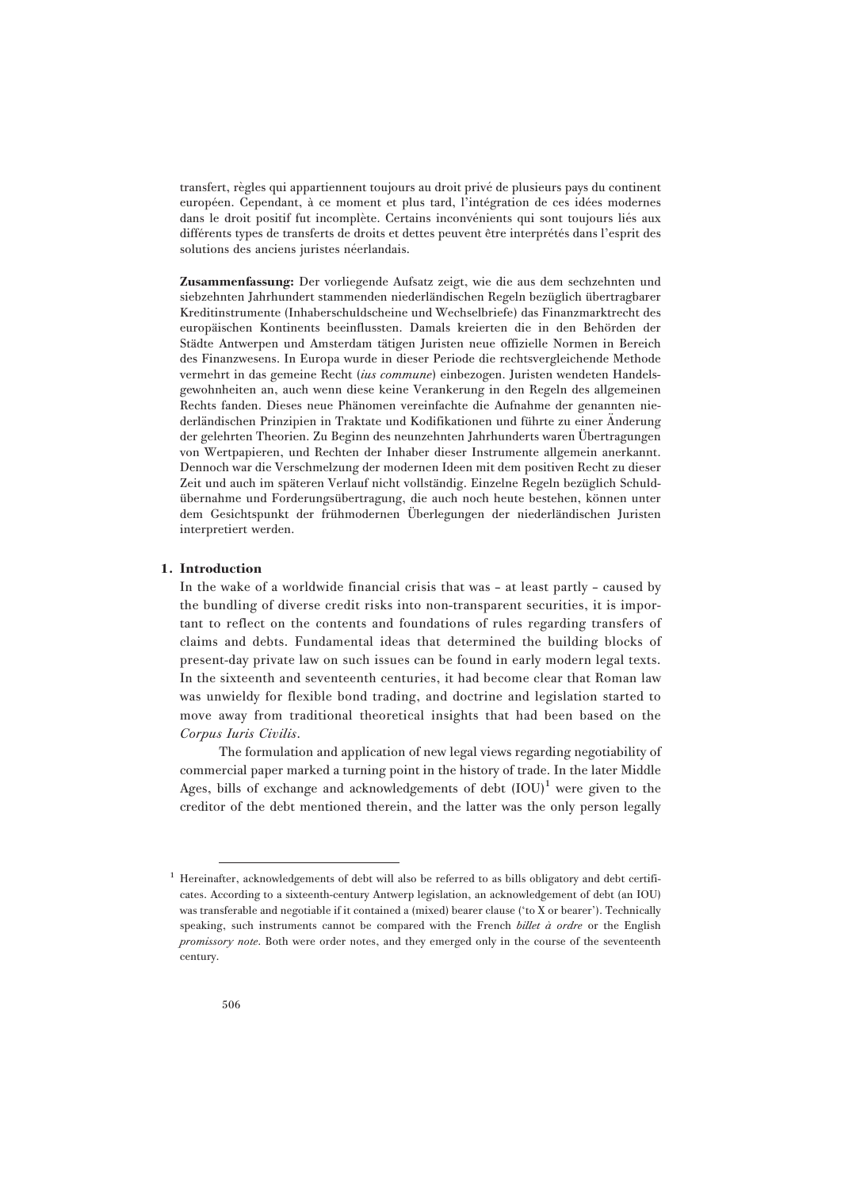transfert, règles qui appartiennent toujours au droit privé de plusieurs pays du continent européen. Cependant, à ce moment et plus tard, l'intégration de ces idées modernes dans le droit positif fut incomplète. Certains inconvénients qui sont toujours liés aux différents types de transferts de droits et dettes peuvent être interprétés dans l'esprit des solutions des anciens juristes néerlandais.

**Zusammenfassung:** Der vorliegende Aufsatz zeigt, wie die aus dem sechzehnten und siebzehnten Jahrhundert stammenden niederländischen Regeln bezüglich übertragbarer Kreditinstrumente (Inhaberschuldscheine und Wechselbriefe) das Finanzmarktrecht des europäischen Kontinents beeinflussten. Damals kreierten die in den Behörden der Städte Antwerpen und Amsterdam tätigen Juristen neue offizielle Normen in Bereich des Finanzwesens. In Europa wurde in dieser Periode die rechtsvergleichende Methode vermehrt in das gemeine Recht (*ius commune*) einbezogen. Juristen wendeten Handelsgewohnheiten an, auch wenn diese keine Verankerung in den Regeln des allgemeinen Rechts fanden. Dieses neue Phänomen vereinfachte die Aufnahme der genannten niederländischen Prinzipien in Traktate und Kodifikationen und führte zu einer Änderung der gelehrten Theorien. Zu Beginn des neunzehnten Jahrhunderts waren Übertragungen von Wertpapieren, und Rechten der Inhaber dieser Instrumente allgemein anerkannt. Dennoch war die Verschmelzung der modernen Ideen mit dem positiven Recht zu dieser Zeit und auch im späteren Verlauf nicht vollständig. Einzelne Regeln bezüglich Schuldübernahme und Forderungsübertragung, die auch noch heute bestehen, können unter dem Gesichtspunkt der frühmodernen Überlegungen der niederländischen Juristen interpretiert werden.

## 1. Introduction

In the wake of a worldwide financial crisis that was – at least partly – caused by the bundling of diverse credit risks into non-transparent securities, it is important to reflect on the contents and foundations of rules regarding transfers of claims and debts. Fundamental ideas that determined the building blocks of present-day private law on such issues can be found in early modern legal texts. In the sixteenth and seventeenth centuries, it had become clear that Roman law was unwieldy for flexible bond trading, and doctrine and legislation started to move away from traditional theoretical insights that had been based on the *Corpus Iuris Civilis*.

The formulation and application of new legal views regarding negotiability of commercial paper marked a turning point in the history of trade. In the later Middle Ages, bills of exchange and acknowledgements of debt (IOU)[1] were given to the creditor of the debt mentioned therein, and the latter was the only person legally

[1] Hereinafter, acknowledgements of debt will also be referred to as bills obligatory and debt certificates. According to a sixteenth-century Antwerp legislation, an acknowledgement of debt (an IOU) was transferable and negotiable if it contained a (mixed) bearer clause ('to X or bearer'). Technically speaking, such instruments cannot be compared with the French *billet à ordre* or the English *promissory note*. Both were order notes, and they emerged only in the course of the seventeenth century.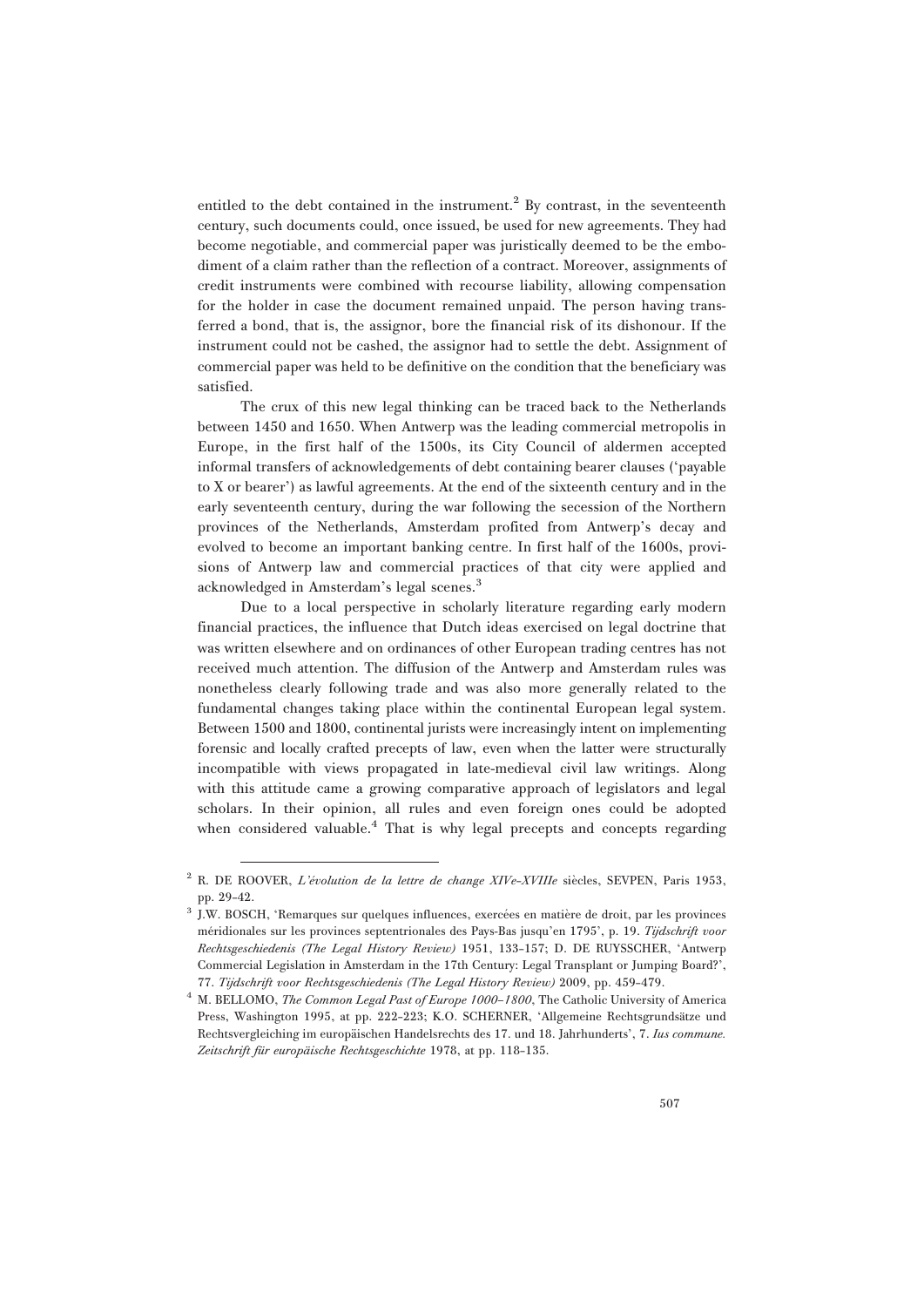entitled to the debt contained in the instrument.[2] By contrast, in the seventeenth century, such documents could, once issued, be used for new agreements. They had become negotiable, and commercial paper was juristically deemed to be the embodiment of a claim rather than the reflection of a contract. Moreover, assignments of credit instruments were combined with recourse liability, allowing compensation for the holder in case the document remained unpaid. The person having transferred a bond, that is, the assignor, bore the financial risk of its dishonour. If the instrument could not be cashed, the assignor had to settle the debt. Assignment of commercial paper was held to be definitive on the condition that the beneficiary was satisfied.

The crux of this new legal thinking can be traced back to the Netherlands between 1450 and 1650. When Antwerp was the leading commercial metropolis in Europe, in the first half of the 1500s, its City Council of aldermen accepted informal transfers of acknowledgements of debt containing bearer clauses ('payable to X or bearer') as lawful agreements. At the end of the sixteenth century and in the early seventeenth century, during the war following the secession of the Northern provinces of the Netherlands, Amsterdam profited from Antwerp's decay and evolved to become an important banking centre. In first half of the 1600s, provisions of Antwerp law and commercial practices of that city were applied and acknowledged in Amsterdam's legal scenes.[3]

Due to a local perspective in scholarly literature regarding early modern financial practices, the influence that Dutch ideas exercised on legal doctrine that was written elsewhere and on ordinances of other European trading centres has not received much attention. The diffusion of the Antwerp and Amsterdam rules was nonetheless clearly following trade and was also more generally related to the fundamental changes taking place within the continental European legal system. Between 1500 and 1800, continental jurists were increasingly intent on implementing forensic and locally crafted precepts of law, even when the latter were structurally incompatible with views propagated in late-medieval civil law writings. Along with this attitude came a growing comparative approach of legislators and legal scholars. In their opinion, all rules and even foreign ones could be adopted when considered valuable.[4] That is why legal precepts and concepts regarding

---

[2] R. DE ROOVER, *L'évolution de la lettre de change XIVe-XVIIIe* siècles, SEVPEN, Paris 1953, pp. 29-42.

[3] J.W. BOSCH, 'Remarques sur quelques influences, exercées en matière de droit, par les provinces méridionales sur les provinces septentrionales des Pays-Bas jusqu'en 1795', p. 19. *Tijdschrift voor Rechtsgeschiedenis (The Legal History Review)* 1951, 133-157; D. DE RUYSSCHER, 'Antwerp Commercial Legislation in Amsterdam in the 17th Century: Legal Transplant or Jumping Board?', 77. *Tijdschrift voor Rechtsgeschiedenis (The Legal History Review)* 2009, pp. 459-479.

[4] M. BELLOMO, *The Common Legal Past of Europe 1000–1800*, The Catholic University of America Press, Washington 1995, at pp. 222-223; K.O. SCHERNER, 'Allgemeine Rechtsgrundsätze und Rechtsvergleichung im europäischen Handelsrechts des 17. und 18. Jahrhunderts', 7. *Ius commune. Zeitschrift für europäische Rechtsgeschichte* 1978, at pp. 118-135.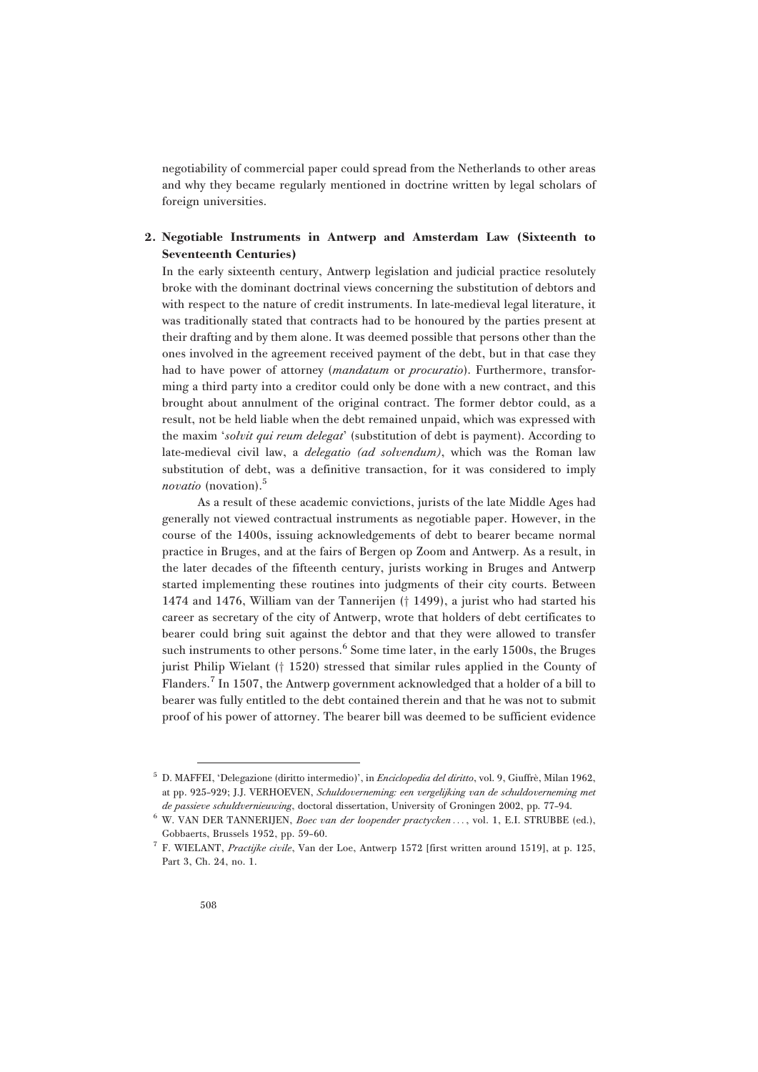negotiability of commercial paper could spread from the Netherlands to other areas and why they became regularly mentioned in doctrine written by legal scholars of foreign universities.

## 2. Negotiable Instruments in Antwerp and Amsterdam Law (Sixteenth to Seventeenth Centuries)

In the early sixteenth century, Antwerp legislation and judicial practice resolutely broke with the dominant doctrinal views concerning the substitution of debtors and with respect to the nature of credit instruments. In late-medieval legal literature, it was traditionally stated that contracts had to be honoured by the parties present at their drafting and by them alone. It was deemed possible that persons other than the ones involved in the agreement received payment of the debt, but in that case they had to have power of attorney (*mandatum* or *procuratio*). Furthermore, transforming a third party into a creditor could only be done with a new contract, and this brought about annulment of the original contract. The former debtor could, as a result, not be held liable when the debt remained unpaid, which was expressed with the maxim '*solvit qui reum delegat*' (substitution of debt is payment). According to late-medieval civil law, a *delegatio (ad solvendum)*, which was the Roman law substitution of debt, was a definitive transaction, for it was considered to imply *novatio* (novation).[5]

As a result of these academic convictions, jurists of the late Middle Ages had generally not viewed contractual instruments as negotiable paper. However, in the course of the 1400s, issuing acknowledgements of debt to bearer became normal practice in Bruges, and at the fairs of Bergen op Zoom and Antwerp. As a result, in the later decades of the fifteenth century, jurists working in Bruges and Antwerp started implementing these routines into judgments of their city courts. Between 1474 and 1476, William van der Tannerijen († 1499), a jurist who had started his career as secretary of the city of Antwerp, wrote that holders of debt certificates to bearer could bring suit against the debtor and that they were allowed to transfer such instruments to other persons.[6] Some time later, in the early 1500s, the Bruges jurist Philip Wielant († 1520) stressed that similar rules applied in the County of Flanders.[7] In 1507, the Antwerp government acknowledged that a holder of a bill to bearer was fully entitled to the debt contained therein and that he was not to submit proof of his power of attorney. The bearer bill was deemed to be sufficient evidence

---

[5] D. MAFFEI, 'Delegazione (diritto intermedio)', in *Enciclopedia del diritto*, vol. 9, Giuffrè, Milan 1962, at pp. 925-929; J.J. VERHOEVEN, *Schuldoverneming: een vergelijking van de schuldoverneming met de passieve schuldvernieuwing*, doctoral dissertation, University of Groningen 2002, pp. 77-94.

[6] W. VAN DER TANNERIJEN, *Boec van der loopender practycken* ..., vol. 1, E.I. STRUBBE (ed.), Gobbaerts, Brussels 1952, pp. 59-60.

[7] F. WIELANT, *Practijke civile*, Van der Loe, Antwerp 1572 [first written around 1519], at p. 125, Part 3, Ch. 24, no. 1.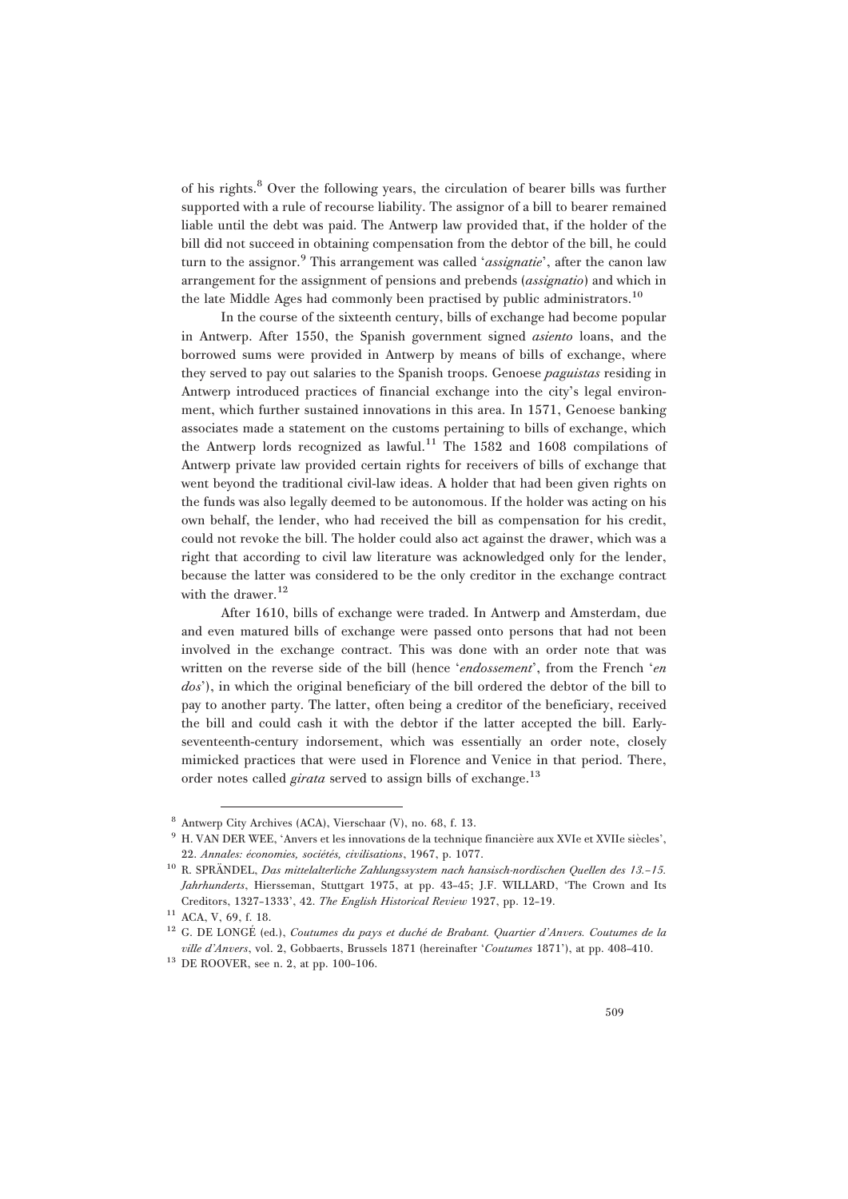of his rights.[8] Over the following years, the circulation of bearer bills was further supported with a rule of recourse liability. The assignor of a bill to bearer remained liable until the debt was paid. The Antwerp law provided that, if the holder of the bill did not succeed in obtaining compensation from the debtor of the bill, he could turn to the assignor.[9] This arrangement was called '*assignatie*', after the canon law arrangement for the assignment of pensions and prebends (*assignatio*) and which in the late Middle Ages had commonly been practised by public administrators.[10]

In the course of the sixteenth century, bills of exchange had become popular in Antwerp. After 1550, the Spanish government signed *asiento* loans, and the borrowed sums were provided in Antwerp by means of bills of exchange, where they served to pay out salaries to the Spanish troops. Genoese *paguistas* residing in Antwerp introduced practices of financial exchange into the city's legal environment, which further sustained innovations in this area. In 1571, Genoese banking associates made a statement on the customs pertaining to bills of exchange, which the Antwerp lords recognized as lawful.[11] The 1582 and 1608 compilations of Antwerp private law provided certain rights for receivers of bills of exchange that went beyond the traditional civil-law ideas. A holder that had been given rights on the funds was also legally deemed to be autonomous. If the holder was acting on his own behalf, the lender, who had received the bill as compensation for his credit, could not revoke the bill. The holder could also act against the drawer, which was a right that according to civil law literature was acknowledged only for the lender, because the latter was considered to be the only creditor in the exchange contract with the drawer.[12]

After 1610, bills of exchange were traded. In Antwerp and Amsterdam, due and even matured bills of exchange were passed onto persons that had not been involved in the exchange contract. This was done with an order note that was written on the reverse side of the bill (hence '*endossement*', from the French '*en dos*'), in which the original beneficiary of the bill ordered the debtor of the bill to pay to another party. The latter, often being a creditor of the beneficiary, received the bill and could cash it with the debtor if the latter accepted the bill. Early-seventeenth-century indorsement, which was essentially an order note, closely mimicked practices that were used in Florence and Venice in that period. There, order notes called *girata* served to assign bills of exchange.[13]

---

8 Antwerp City Archives (ACA), Vierschaar (V), no. 68, f. 13.

9 H. VAN DER WEE, 'Anvers et les innovations de la technique financière aux XVIe et XVIIe siècles', 22. *Annales: économies, sociétés, civilisations*, 1967, p. 1077.

10 R. SPRÄNDEL, *Das mittelalterliche Zahlungssystem nach hansisch-nordischen Quellen des 13.–15. Jahrhunderts*, Hiersseman, Stuttgart 1975, at pp. 43–45; J.F. WILLARD, 'The Crown and Its Creditors, 1327–1333', 42. *The English Historical Review* 1927, pp. 12–19.

11 ACA, V, 69, f. 18.

12 G. DE LONGÉ (ed.), *Coutumes du pays et duché de Brabant. Quartier d'Anvers. Coutumes de la ville d'Anvers*, vol. 2, Gobbaerts, Brussels 1871 (hereinafter '*Coutumes* 1871'), at pp. 408–410.

13 DE ROOVER, see n. 2, at pp. 100–106.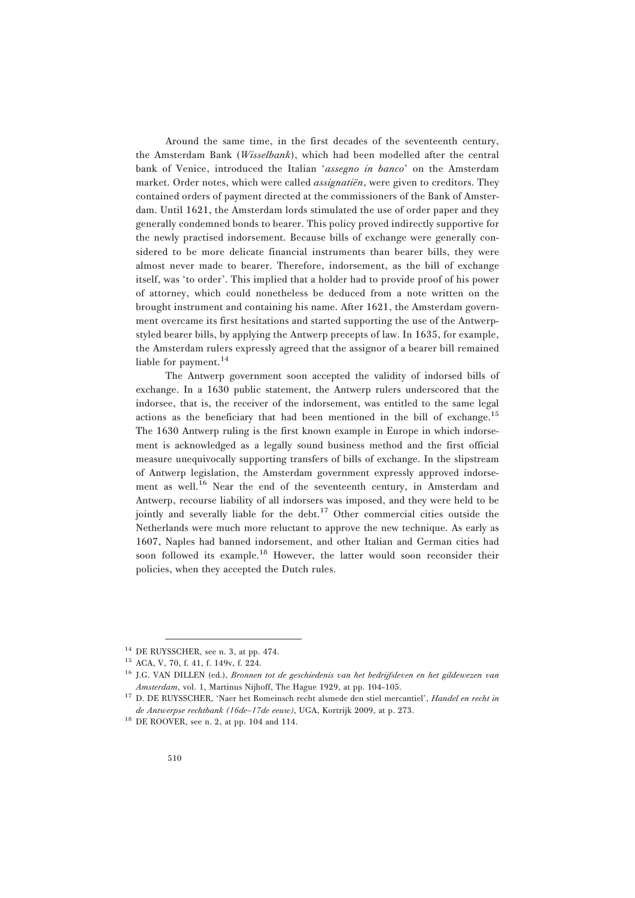Around the same time, in the first decades of the seventeenth century, the Amsterdam Bank (*Wisselbank*), which had been modelled after the central bank of Venice, introduced the Italian '*assegno in banco*' on the Amsterdam market. Order notes, which were called *assignatiën*, were given to creditors. They contained orders of payment directed at the commissioners of the Bank of Amsterdam. Until 1621, the Amsterdam lords stimulated the use of order paper and they generally condemned bonds to bearer. This policy proved indirectly supportive for the newly practised indorsement. Because bills of exchange were generally considered to be more delicate financial instruments than bearer bills, they were almost never made to bearer. Therefore, indorsement, as the bill of exchange itself, was 'to order'. This implied that a holder had to provide proof of his power of attorney, which could nonetheless be deduced from a note written on the brought instrument and containing his name. After 1621, the Amsterdam government overcame its first hesitations and started supporting the use of the Antwerp-styled bearer bills, by applying the Antwerp precepts of law. In 1635, for example, the Amsterdam rulers expressly agreed that the assignor of a bearer bill remained liable for payment.[14]

The Antwerp government soon accepted the validity of indorsed bills of exchange. In a 1630 public statement, the Antwerp rulers underscored that the indorsee, that is, the receiver of the indorsement, was entitled to the same legal actions as the beneficiary that had been mentioned in the bill of exchange.[15] The 1630 Antwerp ruling is the first known example in Europe in which indorsement is acknowledged as a legally sound business method and the first official measure unequivocally supporting transfers of bills of exchange. In the slipstream of Antwerp legislation, the Amsterdam government expressly approved indorsement as well.[16] Near the end of the seventeenth century, in Amsterdam and Antwerp, recourse liability of all indorsers was imposed, and they were held to be jointly and severally liable for the debt.[17] Other commercial cities outside the Netherlands were much more reluctant to approve the new technique. As early as 1607, Naples had banned indorsement, and other Italian and German cities had soon followed its example.[18] However, the latter would soon reconsider their policies, when they accepted the Dutch rules.

---

[14] DE RUYSSCHER, see n. 3, at pp. 474.

[15] ACA, V, 70, f. 41, f. 149v, f. 224.

[16] J.G. VAN DILLEN (ed.), *Bronnen tot de geschiedenis van het bedrijfsleven en het gildewezen van Amsterdam*, vol. 1, Martinus Nijhoff, The Hague 1929, at pp. 104-105.

[17] D. DE RUYSSCHER, 'Naer het Romeinsch recht alsmede den stiel mercantiel', *Handel en recht in de Antwerpse rechtbank (16de–17de eeuw)*, UGA, Kortrijk 2009, at p. 273.

[18] DE ROOVER, see n. 2, at pp. 104 and 114.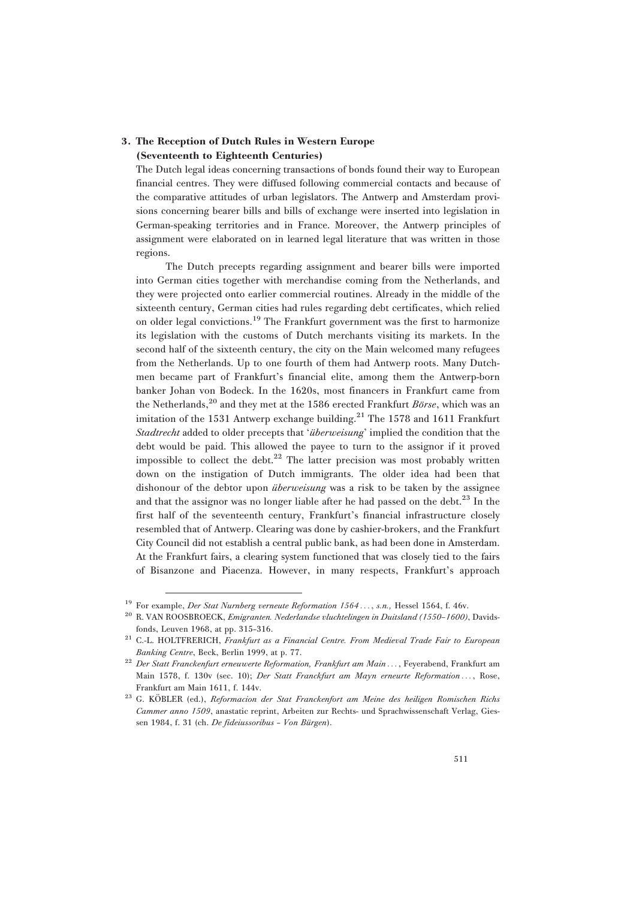## 3. The Reception of Dutch Rules in Western Europe (Seventeenth to Eighteenth Centuries)

The Dutch legal ideas concerning transactions of bonds found their way to European financial centres. They were diffused following commercial contacts and because of the comparative attitudes of urban legislators. The Antwerp and Amsterdam provisions concerning bearer bills and bills of exchange were inserted into legislation in German-speaking territories and in France. Moreover, the Antwerp principles of assignment were elaborated on in learned legal literature that was written in those regions.

The Dutch precepts regarding assignment and bearer bills were imported into German cities together with merchandise coming from the Netherlands, and they were projected onto earlier commercial routines. Already in the middle of the sixteenth century, German cities had rules regarding debt certificates, which relied on older legal convictions.[19] The Frankfurt government was the first to harmonize its legislation with the customs of Dutch merchants visiting its markets. In the second half of the sixteenth century, the city on the Main welcomed many refugees from the Netherlands. Up to one fourth of them had Antwerp roots. Many Dutchmen became part of Frankfurt's financial elite, among them the Antwerp-born banker Johan von Bodeck. In the 1620s, most financers in Frankfurt came from the Netherlands,[20] and they met at the 1586 erected Frankfurt *Börse*, which was an imitation of the 1531 Antwerp exchange building.[21] The 1578 and 1611 Frankfurt *Stadtrecht* added to older precepts that '*überweisung*' implied the condition that the debt would be paid. This allowed the payee to turn to the assignor if it proved impossible to collect the debt.[22] The latter precision was most probably written down on the instigation of Dutch immigrants. The older idea had been that dishonour of the debtor upon *überweisung* was a risk to be taken by the assignee and that the assignor was no longer liable after he had passed on the debt.[23] In the first half of the seventeenth century, Frankfurt's financial infrastructure closely resembled that of Antwerp. Clearing was done by cashier-brokers, and the Frankfurt City Council did not establish a central public bank, as had been done in Amsterdam. At the Frankfurt fairs, a clearing system functioned that was closely tied to the fairs of Bisanzone and Piacenza. However, in many respects, Frankfurt's approach

---

[19] For example, *Der Stat Nurnberg verneute Reformation 1564 . . . , s.n.,* Hessel 1564, f. 46v.

[20] R. VAN ROOSBROECK, *Emigranten. Nederlandse vluchtelingen in Duitsland (1550–1600)*, Davidsfonds, Leuven 1968, at pp. 315–316.

[21] C.-L. HOLTFRERICH, *Frankfurt as a Financial Centre. From Medieval Trade Fair to European Banking Centre*, Beck, Berlin 1999, at p. 77.

[22] *Der Statt Franckenfurt erneuwerte Reformation, Frankfurt am Main . . .*, Feyerabend, Frankfurt am Main 1578, f. 130v (sec. 10); *Der Statt Franckfurt am Mayn erneurte Reformation . . .*, Rose, Frankfurt am Main 1611, f. 144v.

[23] G. KÖBLER (ed.), *Reformacion der Stat Franckenfort am Meine des heiligen Romischen Richs Cammer anno 1509*, anastatic reprint, Arbeiten zur Rechts- und Sprachwissenschaft Verlag, Giessen 1984, f. 31 (ch. *De fideiussoribus – Von Bürgen*).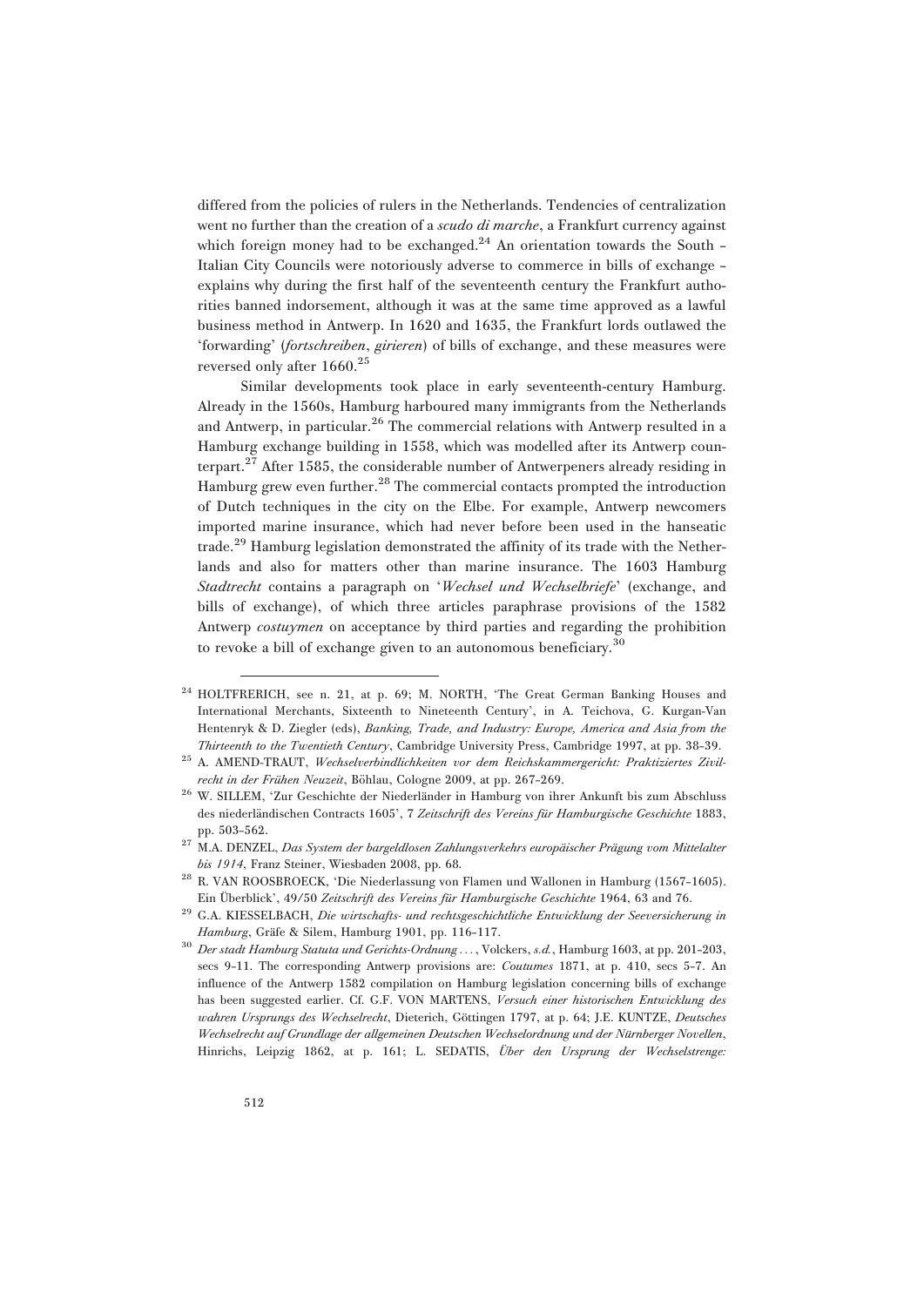differed from the policies of rulers in the Netherlands. Tendencies of centralization went no further than the creation of a *scudo di marche*, a Frankfurt currency against which foreign money had to be exchanged.[24] An orientation towards the South – Italian City Councils were notoriously adverse to commerce in bills of exchange – explains why during the first half of the seventeenth century the Frankfurt authorities banned indorsement, although it was at the same time approved as a lawful business method in Antwerp. In 1620 and 1635, the Frankfurt lords outlawed the 'forwarding' (*fortschreiben*, *girieren*) of bills of exchange, and these measures were reversed only after 1660.[25]

Similar developments took place in early seventeenth-century Hamburg. Already in the 1560s, Hamburg harboured many immigrants from the Netherlands and Antwerp, in particular.[26] The commercial relations with Antwerp resulted in a Hamburg exchange building in 1558, which was modelled after its Antwerp counterpart.[27] After 1585, the considerable number of Antwerpeners already residing in Hamburg grew even further.[28] The commercial contacts prompted the introduction of Dutch techniques in the city on the Elbe. For example, Antwerp newcomers imported marine insurance, which had never before been used in the hanseatic trade.[29] Hamburg legislation demonstrated the affinity of its trade with the Netherlands and also for matters other than marine insurance. The 1603 Hamburg *Stadtrecht* contains a paragraph on '*Wechsel und Wechselbriefe*' (exchange, and bills of exchange), of which three articles paraphrase provisions of the 1582 Antwerp *costuymen* on acceptance by third parties and regarding the prohibition to revoke a bill of exchange given to an autonomous beneficiary.[30]

---

[24] HOLTFRERICH, see n. 21, at p. 69; M. NORTH, 'The Great German Banking Houses and International Merchants, Sixteenth to Nineteenth Century', in A. Teichova, G. Kurgan-Van Hentenryk & D. Ziegler (eds), *Banking, Trade, and Industry: Europe, America and Asia from the Thirteenth to the Twentieth Century*, Cambridge University Press, Cambridge 1997, at pp. 38-39.

[25] A. AMEND-TRAUT, *Wechselverbindlichkeiten vor dem Reichskammergericht: Praktiziertes Zivilrecht in der Frühen Neuzeit*, Böhlau, Cologne 2009, at pp. 267-269.

[26] W. SILLEM, 'Zur Geschichte der Niederländer in Hamburg von ihrer Ankunft bis zum Abschluss des niederländischen Contracts 1605', 7 *Zeitschrift des Vereins für Hamburgische Geschichte* 1883, pp. 503-562.

[27] M.A. DENZEL, *Das System der bargeldlosen Zahlungsverkehrs europäischer Prägung vom Mittelalter bis 1914*, Franz Steiner, Wiesbaden 2008, pp. 68.

[28] R. VAN ROOSBROECK, 'Die Niederlassung von Flamen und Wallonen in Hamburg (1567-1605). Ein Überblick', 49/50 *Zeitschrift des Vereins für Hamburgische Geschichte* 1964, 63 and 76.

[29] G.A. KIESSELBACH, *Die wirtschafts- und rechtsgeschichtliche Entwicklung der Seeversicherung in Hamburg*, Gräfe & Silem, Hamburg 1901, pp. 116-117.

[30] *Der stadt Hamburg Statuta und Gerichts-Ordnung ...*, Volckers, *s.d.*, Hamburg 1603, at pp. 201-203, secs 9-11. The corresponding Antwerp provisions are: *Coutumes* 1871, at p. 410, secs 5-7. An influence of the Antwerp 1582 compilation on Hamburg legislation concerning bills of exchange has been suggested earlier. Cf. G.F. VON MARTENS, *Versuch einer historischen Entwicklung des wahren Ursprungs des Wechselrecht*, Dieterich, Göttingen 1797, at p. 64; J.E. KUNTZE, *Deutsches Wechselrecht auf Grundlage der allgemeinen Deutschen Wechselordnung und der Nürnberger Novellen*, Hinrichs, Leipzig 1862, at p. 161; L. SEDATIS, *Über den Ursprung der Wechselstrenge:*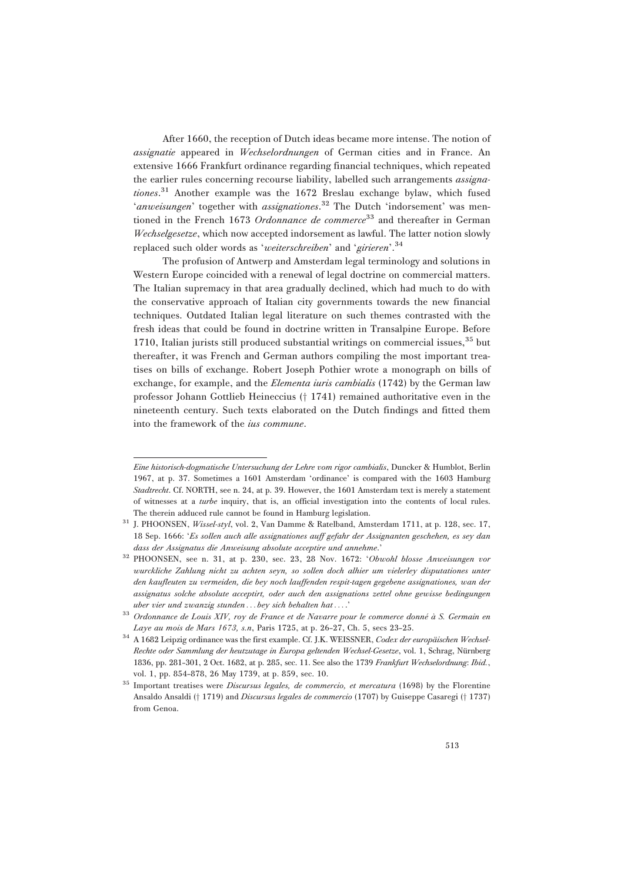After 1660, the reception of Dutch ideas became more intense. The notion of *assignatie* appeared in *Wechselordnungen* of German cities and in France. An extensive 1666 Frankfurt ordinance regarding financial techniques, which repeated the earlier rules concerning recourse liability, labelled such arrangements *assignationes*.[31] Another example was the 1672 Breslau exchange bylaw, which fused '*anweisungen*' together with *assignationes*.[32] The Dutch 'indorsement' was mentioned in the French 1673 *Ordonnance de commerce*[33] and thereafter in German *Wechselgesetze*, which now accepted indorsement as lawful. The latter notion slowly replaced such older words as '*weiterschreiben*' and '*girieren*'.[34]

The profusion of Antwerp and Amsterdam legal terminology and solutions in Western Europe coincided with a renewal of legal doctrine on commercial matters. The Italian supremacy in that area gradually declined, which had much to do with the conservative approach of Italian city governments towards the new financial techniques. Outdated Italian legal literature on such themes contrasted with the fresh ideas that could be found in doctrine written in Transalpine Europe. Before 1710, Italian jurists still produced substantial writings on commercial issues,[35] but thereafter, it was French and German authors compiling the most important treatises on bills of exchange. Robert Joseph Pothier wrote a monograph on bills of exchange, for example, and the *Elementa iuris cambialis* (1742) by the German law professor Johann Gottlieb Heineccius († 1741) remained authoritative even in the nineteenth century. Such texts elaborated on the Dutch findings and fitted them into the framework of the *ius commune*.

---

*Eine historisch-dogmatische Untersuchung der Lehre vom rigor cambialis*, Duncker & Humblot, Berlin 1967, at p. 37. Sometimes a 1601 Amsterdam 'ordinance' is compared with the 1603 Hamburg *Stadtrecht*. Cf. NORTH, see n. 24, at p. 39. However, the 1601 Amsterdam text is merely a statement of witnesses at a *turbe* inquiry, that is, an official investigation into the contents of local rules. The therein adduced rule cannot be found in Hamburg legislation.

[31] J. PHOONSEN, *Wissel-styl*, vol. 2, Van Damme & Ratelband, Amsterdam 1711, at p. 128, sec. 17, 18 Sep. 1666: '*Es sollen auch alle assignationes auff gefahr der Assignanten geschehen, es sey dan dass der Assignatus die Anweisung absolute acceptire und annehme*.'

[32] PHOONSEN, see n. 31, at p. 230, sec. 23, 28 Nov. 1672: '*Obwohl blosse Anweisungen vor wurckliche Zahlung nicht zu achten seyn, so sollen doch alhier um vielerley disputationes unter den kaufleuten zu vermeiden, die bey noch lauffenden respit-tagen gegebene assignationes, wan der assignatus solche absolute acceptirt, oder auch den assignations zettel ohne gewisse bedingungen uber vier und zwanzig stunden . . . bey sich behalten hat . . . .*'

[33] *Ordonnance de Louis XIV, roy de France et de Navarre pour le commerce donné à S. Germain en Laye au mois de Mars 1673, s.n*, Paris 1725, at p. 26–27, Ch. 5, secs 23–25.

[34] A 1682 Leipzig ordinance was the first example. Cf. J.K. WEISSNER, *Codex der europäischen Wechsel-Rechte oder Sammlung der heutzutage in Europa geltenden Wechsel-Gesetze*, vol. 1, Schrag, Nürnberg 1836, pp. 281–301, 2 Oct. 1682, at p. 285, sec. 11. See also the 1739 *Frankfurt Wechselordnung*: *Ibid.*, vol. 1, pp. 854–878, 26 May 1739, at p. 859, sec. 10.

[35] Important treatises were *Discursus legales, de commercio, et mercatura* (1698) by the Florentine Ansaldo Ansaldi († 1719) and *Discursus legales de commercio* (1707) by Guiseppe Casaregi († 1737) from Genoa.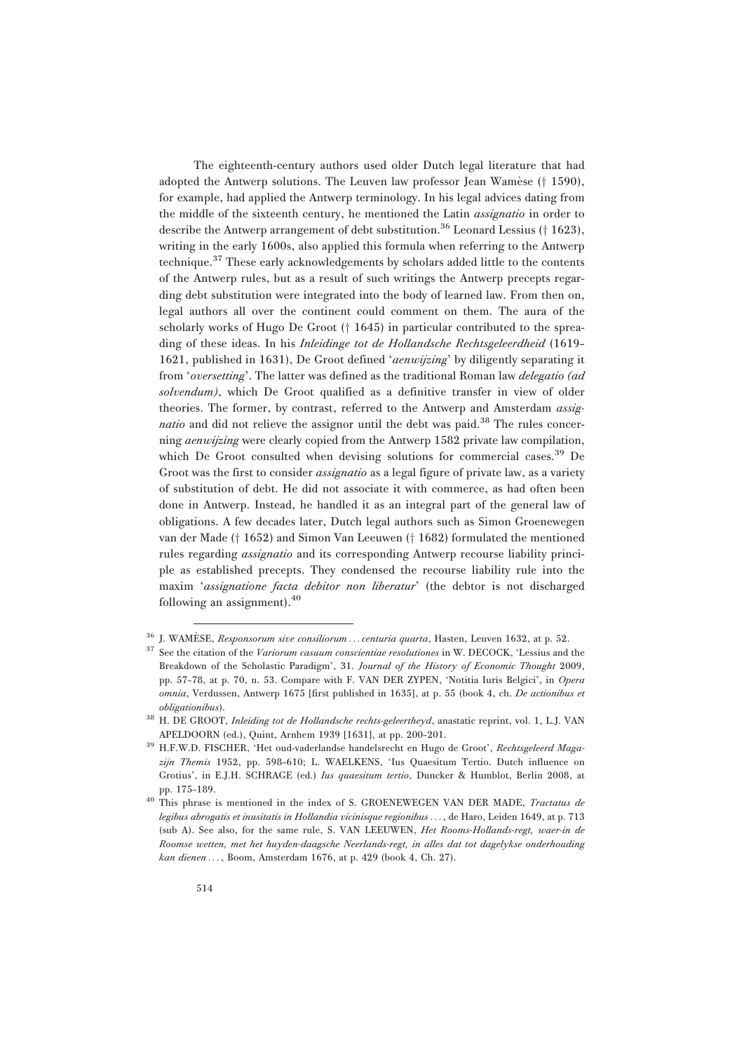The eighteenth-century authors used older Dutch legal literature that had adopted the Antwerp solutions. The Leuven law professor Jean Wamèse († 1590), for example, had applied the Antwerp terminology. In his legal advices dating from the middle of the sixteenth century, he mentioned the Latin *assignatio* in order to describe the Antwerp arrangement of debt substitution.[36] Leonard Lessius († 1623), writing in the early 1600s, also applied this formula when referring to the Antwerp technique.[37] These early acknowledgements by scholars added little to the contents of the Antwerp rules, but as a result of such writings the Antwerp precepts regarding debt substitution were integrated into the body of learned law. From then on, legal authors all over the continent could comment on them. The aura of the scholarly works of Hugo De Groot († 1645) in particular contributed to the spreading of these ideas. In his *Inleidinge tot de Hollandsche Rechtsgeleerdheid* (1619–1621, published in 1631), De Groot defined '*aenwijzing*' by diligently separating it from '*oversetting*'. The latter was defined as the traditional Roman law *delegatio (ad solvendum)*, which De Groot qualified as a definitive transfer in view of older theories. The former, by contrast, referred to the Antwerp and Amsterdam *assignatio* and did not relieve the assignor until the debt was paid.[38] The rules concerning *aenwijzing* were clearly copied from the Antwerp 1582 private law compilation, which De Groot consulted when devising solutions for commercial cases.[39] De Groot was the first to consider *assignatio* as a legal figure of private law, as a variety of substitution of debt. He did not associate it with commerce, as had often been done in Antwerp. Instead, he handled it as an integral part of the general law of obligations. A few decades later, Dutch legal authors such as Simon Groenewegen van der Made († 1652) and Simon Van Leeuwen († 1682) formulated the mentioned rules regarding *assignatio* and its corresponding Antwerp recourse liability principle as established precepts. They condensed the recourse liability rule into the maxim '*assignatione facta debitor non liberatur*' (the debtor is not discharged following an assignment).[40]

---

[36] J. WAMÈSE, *Responsorum sive consiliorum ... centuria quarta*, Hasten, Leuven 1632, at p. 52.

[37] See the citation of the *Variorum casuum conscientiae resolutiones* in W. DECOCK, 'Lessius and the Breakdown of the Scholastic Paradigm', 31. *Journal of the History of Economic Thought* 2009, pp. 57–78, at p. 70, n. 53. Compare with F. VAN DER ZYPEN, 'Notitia Iuris Belgici', in *Opera omnia*, Verdussen, Antwerp 1675 [first published in 1635], at p. 55 (book 4, ch. *De actionibus et obligationibus*).

[38] H. DE GROOT, *Inleiding tot de Hollandsche rechts-geleertheyd*, anastatic reprint, vol. 1, L.J. VAN APELDOORN (ed.), Quint, Arnhem 1939 [1631], at pp. 200–201.

[39] H.F.W.D. FISCHER, 'Het oud-vaderlandse handelsrecht en Hugo de Groot', *Rechtsgeleerd Magazijn Themis* 1952, pp. 598–610; L. WAELKENS, 'Ius Quaesitum Tertio. Dutch influence on Grotius', in E.J.H. SCHRAGE (ed.) *Ius quaesitum tertio*, Duncker & Humblot, Berlin 2008, at pp. 175–189.

[40] This phrase is mentioned in the index of S. GROENEWEGEN VAN DER MADE, *Tractatus de legibus abrogatis et inusitatis in Hollandia vicinisque regionibus ...*, de Haro, Leiden 1649, at p. 713 (sub A). See also, for the same rule, S. VAN LEEUWEN, *Het Rooms-Hollands-regt, waer-in de Roomse wetten, met het huyden-daagsche Neerlands-regt, in alles dat tot dagelykse onderhouding kan dienen ...*, Boom, Amsterdam 1676, at p. 429 (book 4, Ch. 27).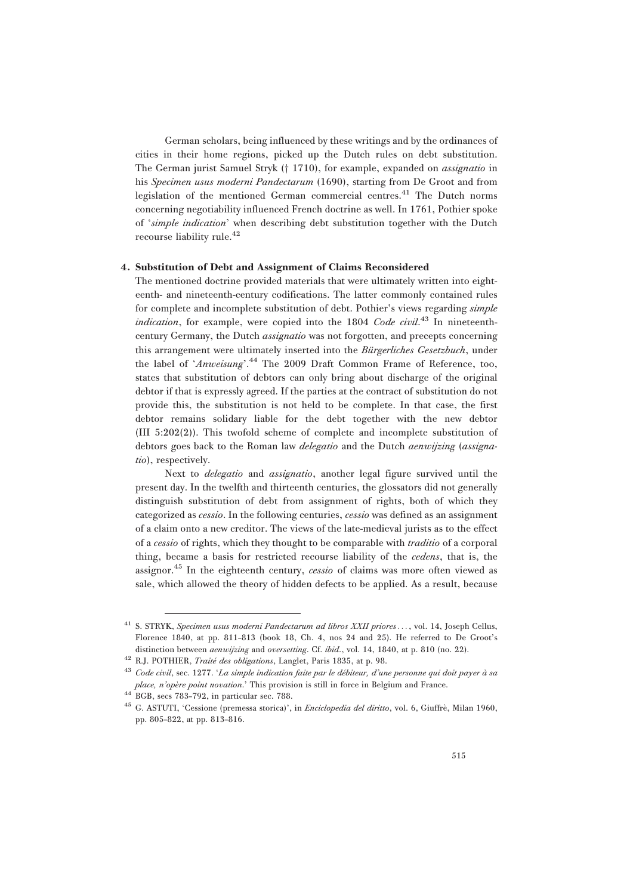German scholars, being influenced by these writings and by the ordinances of cities in their home regions, picked up the Dutch rules on debt substitution. The German jurist Samuel Stryk († 1710), for example, expanded on *assignatio* in his *Specimen usus moderni Pandectarum* (1690), starting from De Groot and from legislation of the mentioned German commercial centres.[41] The Dutch norms concerning negotiability influenced French doctrine as well. In 1761, Pothier spoke of '*simple indication*' when describing debt substitution together with the Dutch recourse liability rule.[42]

## 4. Substitution of Debt and Assignment of Claims Reconsidered

The mentioned doctrine provided materials that were ultimately written into eighteenth- and nineteenth-century codifications. The latter commonly contained rules for complete and incomplete substitution of debt. Pothier's views regarding *simple indication*, for example, were copied into the 1804 *Code civil*.[43] In nineteenth-century Germany, the Dutch *assignatio* was not forgotten, and precepts concerning this arrangement were ultimately inserted into the *Bürgerliches Gesetzbuch*, under the label of '*Anweisung*'.[44] The 2009 Draft Common Frame of Reference, too, states that substitution of debtors can only bring about discharge of the original debtor if that is expressly agreed. If the parties at the contract of substitution do not provide this, the substitution is not held to be complete. In that case, the first debtor remains solidary liable for the debt together with the new debtor (III 5:202(2)). This twofold scheme of complete and incomplete substitution of debtors goes back to the Roman law *delegatio* and the Dutch *aenwijzing* (*assignatio*), respectively.

Next to *delegatio* and *assignatio*, another legal figure survived until the present day. In the twelfth and thirteenth centuries, the glossators did not generally distinguish substitution of debt from assignment of rights, both of which they categorized as *cessio*. In the following centuries, *cessio* was defined as an assignment of a claim onto a new creditor. The views of the late-medieval jurists as to the effect of a *cessio* of rights, which they thought to be comparable with *traditio* of a corporal thing, became a basis for restricted recourse liability of the *cedens*, that is, the assignor.[45] In the eighteenth century, *cessio* of claims was more often viewed as sale, which allowed the theory of hidden defects to be applied. As a result, because

---

[41] S. STRYK, *Specimen usus moderni Pandectarum ad libros XXII priores ...*, vol. 14, Joseph Cellus, Florence 1840, at pp. 811–813 (book 18, Ch. 4, nos 24 and 25). He referred to De Groot's distinction between *aenwijzing* and *oversetting*. Cf. *ibid.*, vol. 14, 1840, at p. 810 (no. 22).

[42] R.J. POTHIER, *Traité des obligations*, Langlet, Paris 1835, at p. 98.

[43] *Code civil*, sec. 1277. '*La simple indication faite par le débiteur, d'une personne qui doit payer à sa place, n'opère point novation.*' This provision is still in force in Belgium and France.

[44] BGB, secs 783–792, in particular sec. 788.

[45] G. ASTUTI, 'Cessione (premessa storica)', in *Enciclopedia del diritto*, vol. 6, Giuffrè, Milan 1960, pp. 805–822, at pp. 813–816.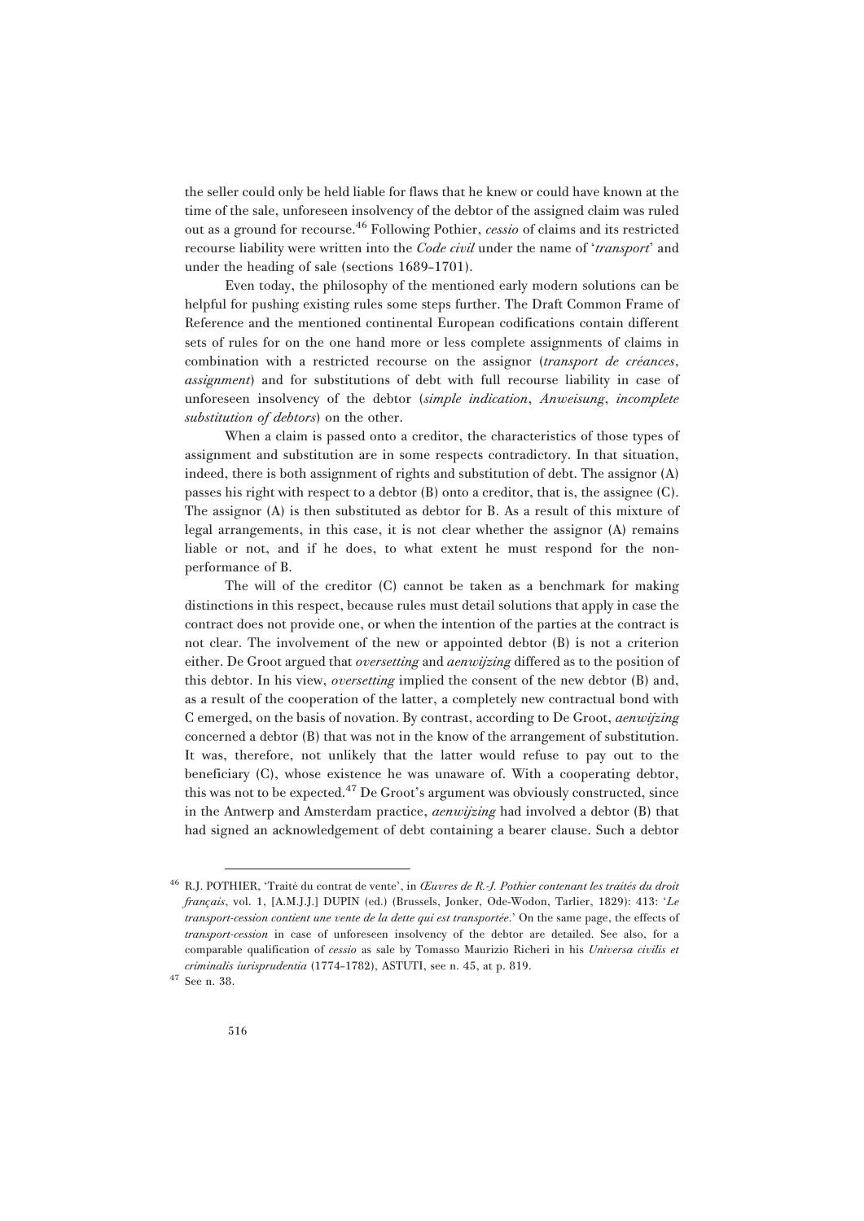the seller could only be held liable for flaws that he knew or could have known at the time of the sale, unforeseen insolvency of the debtor of the assigned claim was ruled out as a ground for recourse.[46] Following Pothier, *cessio* of claims and its restricted recourse liability were written into the *Code civil* under the name of '*transport*' and under the heading of sale (sections 1689–1701).

Even today, the philosophy of the mentioned early modern solutions can be helpful for pushing existing rules some steps further. The Draft Common Frame of Reference and the mentioned continental European codifications contain different sets of rules for on the one hand more or less complete assignments of claims in combination with a restricted recourse on the assignor (*transport de créances*, *assignment*) and for substitutions of debt with full recourse liability in case of unforeseen insolvency of the debtor (*simple indication*, *Anweisung*, *incomplete substitution of debtors*) on the other.

When a claim is passed onto a creditor, the characteristics of those types of assignment and substitution are in some respects contradictory. In that situation, indeed, there is both assignment of rights and substitution of debt. The assignor (A) passes his right with respect to a debtor (B) onto a creditor, that is, the assignee (C). The assignor (A) is then substituted as debtor for B. As a result of this mixture of legal arrangements, in this case, it is not clear whether the assignor (A) remains liable or not, and if he does, to what extent he must respond for the non-performance of B.

The will of the creditor (C) cannot be taken as a benchmark for making distinctions in this respect, because rules must detail solutions that apply in case the contract does not provide one, or when the intention of the parties at the contract is not clear. The involvement of the new or appointed debtor (B) is not a criterion either. De Groot argued that *oversetting* and *aenwijzing* differed as to the position of this debtor. In his view, *oversetting* implied the consent of the new debtor (B) and, as a result of the cooperation of the latter, a completely new contractual bond with C emerged, on the basis of novation. By contrast, according to De Groot, *aenwijzing* concerned a debtor (B) that was not in the know of the arrangement of substitution. It was, therefore, not unlikely that the latter would refuse to pay out to the beneficiary (C), whose existence he was unaware of. With a cooperating debtor, this was not to be expected.[47] De Groot's argument was obviously constructed, since in the Antwerp and Amsterdam practice, *aenwijzing* had involved a debtor (B) that had signed an acknowledgement of debt containing a bearer clause. Such a debtor

---

[46] R.J. POTHIER, 'Traité du contrat de vente', in *Œuvres de R.-J. Pothier contenant les traités du droit français*, vol. 1, [A.M.J.J.] DUPIN (ed.) (Brussels, Jonker, Ode-Wodon, Tarlier, 1829): 413: '*Le transport-cession contient une vente de la dette qui est transportée.*' On the same page, the effects of *transport-cession* in case of unforeseen insolvency of the debtor are detailed. See also, for a comparable qualification of *cessio* as sale by Tomasso Maurizio Richeri in his *Universa civilis et criminalis iurisprudentia* (1774–1782), ASTUTI, see n. 45, at p. 819.

[47] See n. 38.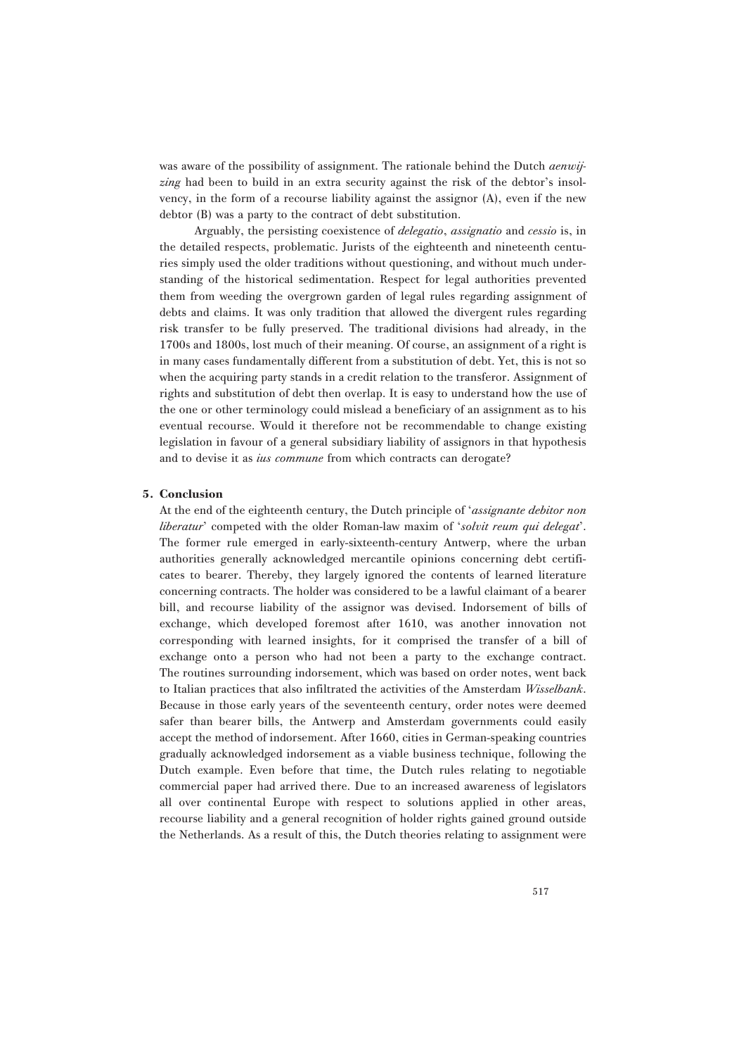was aware of the possibility of assignment. The rationale behind the Dutch *aenwijzing* had been to build in an extra security against the risk of the debtor's insolvency, in the form of a recourse liability against the assignor (A), even if the new debtor (B) was a party to the contract of debt substitution.

Arguably, the persisting coexistence of *delegatio*, *assignatio* and *cessio* is, in the detailed respects, problematic. Jurists of the eighteenth and nineteenth centuries simply used the older traditions without questioning, and without much understanding of the historical sedimentation. Respect for legal authorities prevented them from weeding the overgrown garden of legal rules regarding assignment of debts and claims. It was only tradition that allowed the divergent rules regarding risk transfer to be fully preserved. The traditional divisions had already, in the 1700s and 1800s, lost much of their meaning. Of course, an assignment of a right is in many cases fundamentally different from a substitution of debt. Yet, this is not so when the acquiring party stands in a credit relation to the transferor. Assignment of rights and substitution of debt then overlap. It is easy to understand how the use of the one or other terminology could mislead a beneficiary of an assignment as to his eventual recourse. Would it therefore not be recommendable to change existing legislation in favour of a general subsidiary liability of assignors in that hypothesis and to devise it as *ius commune* from which contracts can derogate?

## 5. Conclusion

At the end of the eighteenth century, the Dutch principle of '*assignante debitor non liberatur*' competed with the older Roman-law maxim of '*solvit reum qui delegat*'. The former rule emerged in early-sixteenth-century Antwerp, where the urban authorities generally acknowledged mercantile opinions concerning debt certificates to bearer. Thereby, they largely ignored the contents of learned literature concerning contracts. The holder was considered to be a lawful claimant of a bearer bill, and recourse liability of the assignor was devised. Indorsement of bills of exchange, which developed foremost after 1610, was another innovation not corresponding with learned insights, for it comprised the transfer of a bill of exchange onto a person who had not been a party to the exchange contract. The routines surrounding indorsement, which was based on order notes, went back to Italian practices that also infiltrated the activities of the Amsterdam *Wisselbank*. Because in those early years of the seventeenth century, order notes were deemed safer than bearer bills, the Antwerp and Amsterdam governments could easily accept the method of indorsement. After 1660, cities in German-speaking countries gradually acknowledged indorsement as a viable business technique, following the Dutch example. Even before that time, the Dutch rules relating to negotiable commercial paper had arrived there. Due to an increased awareness of legislators all over continental Europe with respect to solutions applied in other areas, recourse liability and a general recognition of holder rights gained ground outside the Netherlands. As a result of this, the Dutch theories relating to assignment were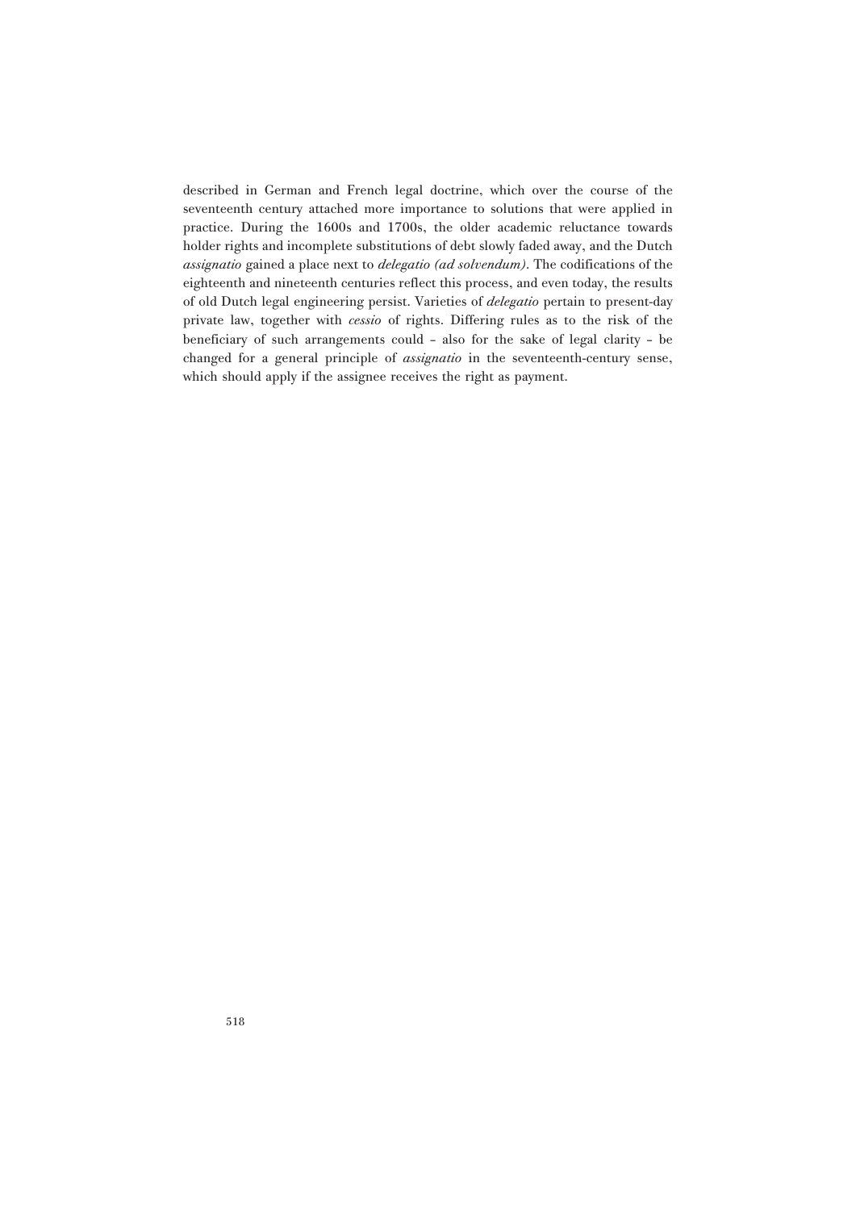described in German and French legal doctrine, which over the course of the seventeenth century attached more importance to solutions that were applied in practice. During the 1600s and 1700s, the older academic reluctance towards holder rights and incomplete substitutions of debt slowly faded away, and the Dutch *assignatio* gained a place next to *delegatio (ad solvendum)*. The codifications of the eighteenth and nineteenth centuries reflect this process, and even today, the results of old Dutch legal engineering persist. Varieties of *delegatio* pertain to present-day private law, together with *cessio* of rights. Differing rules as to the risk of the beneficiary of such arrangements could – also for the sake of legal clarity – be changed for a general principle of *assignatio* in the seventeenth-century sense, which should apply if the assignee receives the right as payment.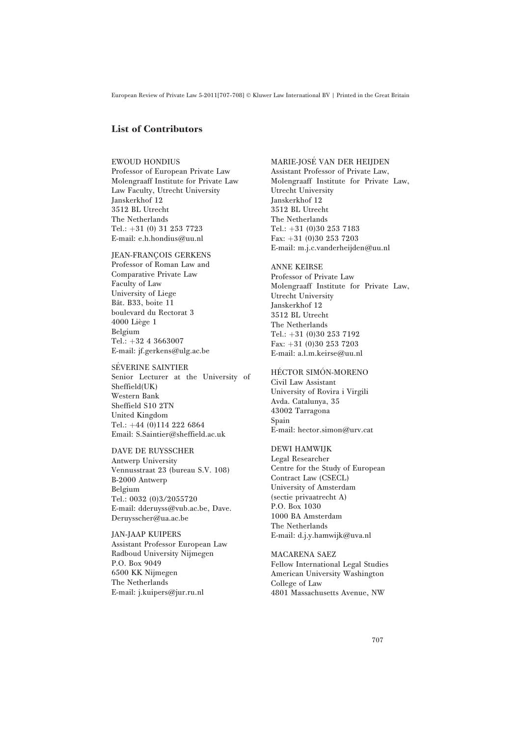## List of Contributors

EWOUD HONDIUS
Professor of European Private Law
Molengraaff Institute for Private Law
Law Faculty, Utrecht University
Janskerkhof 12
3512 BL Utrecht
The Netherlands
Tel.: +31 (0) 31 253 7723
E-mail: e.h.hondius@uu.nl

JEAN-FRANÇOIS GERKENS
Professor of Roman Law and
Comparative Private Law
Faculty of Law
University of Liege
Bât. B33, boite 11
boulevard du Rectorat 3
4000 Liège 1
Belgium
Tel.: +32 4 3663007
E-mail: jf.gerkens@ulg.ac.be

SÉVERINE SAINTIER
Senior Lecturer at the University of Sheffield(UK)
Western Bank
Sheffield S10 2TN
United Kingdom
Tel.: +44 (0)114 222 6864
Email: S.Saintier@sheffield.ac.uk

DAVE DE RUYSSCHER
Antwerp University
Vennusstraat 23 (bureau S.V. 108)
B-2000 Antwerp
Belgium
Tel.: 0032 (0)3/2055720
E-mail: dderuyss@vub.ac.be, Dave.Deruysscher@ua.ac.be

JAN-JAAP KUIPERS
Assistant Professor European Law
Radboud University Nijmegen
P.O. Box 9049
6500 KK Nijmegen
The Netherlands
E-mail: j.kuipers@jur.ru.nl

MARIE-JOSÉ VAN DER HEIJDEN
Assistant Professor of Private Law,
Molengraaff Institute for Private Law,
Utrecht University
Janskerkhof 12
3512 BL Utrecht
The Netherlands
Tel.: +31 (0)30 253 7183
Fax: +31 (0)30 253 7203
E-mail: m.j.c.vanderheijden@uu.nl

ANNE KEIRSE
Professor of Private Law
Molengraaff Institute for Private Law,
Utrecht University
Janskerkhof 12
3512 BL Utrecht
The Netherlands
Tel.: +31 (0)30 253 7192
Fax: +31 (0)30 253 7203
E-mail: a.l.m.keirse@uu.nl

HÉCTOR SIMÓN-MORENO
Civil Law Assistant
University of Rovira i Virgili
Avda. Catalunya, 35
43002 Tarragona
Spain
E-mail: hector.simon@urv.cat

DEWI HAMWIJK
Legal Researcher
Centre for the Study of European
Contract Law (CSECL)
University of Amsterdam
(sectie privaatrecht A)
P.O. Box 1030
1000 BA Amsterdam
The Netherlands
E-mail: d.j.y.hamwijk@uva.nl

MACARENA SAEZ
Fellow International Legal Studies
American University Washington
College of Law
4801 Massachusetts Avenue, NW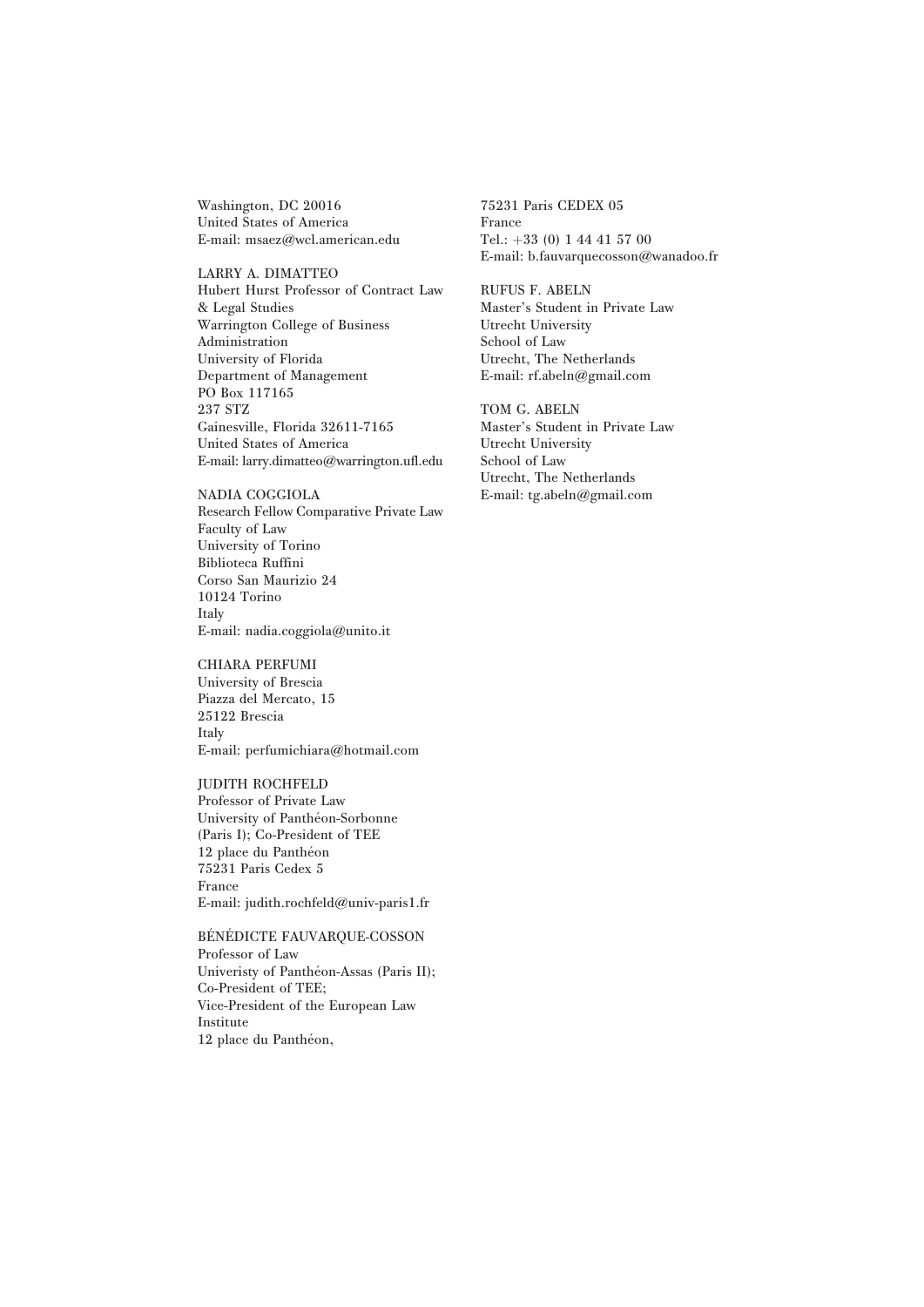Washington, DC 20016
United States of America
E-mail: msaez@wcl.american.edu

LARRY A. DIMATTEO
Hubert Hurst Professor of Contract Law & Legal Studies
Warrington College of Business Administration
University of Florida
Department of Management
PO Box 117165
237 STZ
Gainesville, Florida 32611-7165
United States of America
E-mail: larry.dimatteo@warrington.ufl.edu

NADIA COGGIOLA
Research Fellow Comparative Private Law
Faculty of Law
University of Torino
Biblioteca Ruffini
Corso San Maurizio 24
10124 Torino
Italy
E-mail: nadia.coggiola@unito.it

CHIARA PERFUMI
University of Brescia
Piazza del Mercato, 15
25122 Brescia
Italy
E-mail: perfumichiara@hotmail.com

JUDITH ROCHFELD
Professor of Private Law
University of Panthéon-Sorbonne (Paris I); Co-President of TEE
12 place du Panthéon
75231 Paris Cedex 5
France
E-mail: judith.rochfeld@univ-paris1.fr

BÉNÉDICTE FAUVARQUE-COSSON
Professor of Law
Univeristy of Panthéon-Assas (Paris II);
Co-President of TEE;
Vice-President of the European Law Institute
12 place du Panthéon,
75231 Paris CEDEX 05
France
Tel.: +33 (0) 1 44 41 57 00
E-mail: b.fauvarquecosson@wanadoo.fr

RUFUS F. ABELN
Master's Student in Private Law
Utrecht University
School of Law
Utrecht, The Netherlands
E-mail: rf.abeln@gmail.com

TOM G. ABELN
Master's Student in Private Law
Utrecht University
School of Law
Utrecht, The Netherlands
E-mail: tg.abeln@gmail.com